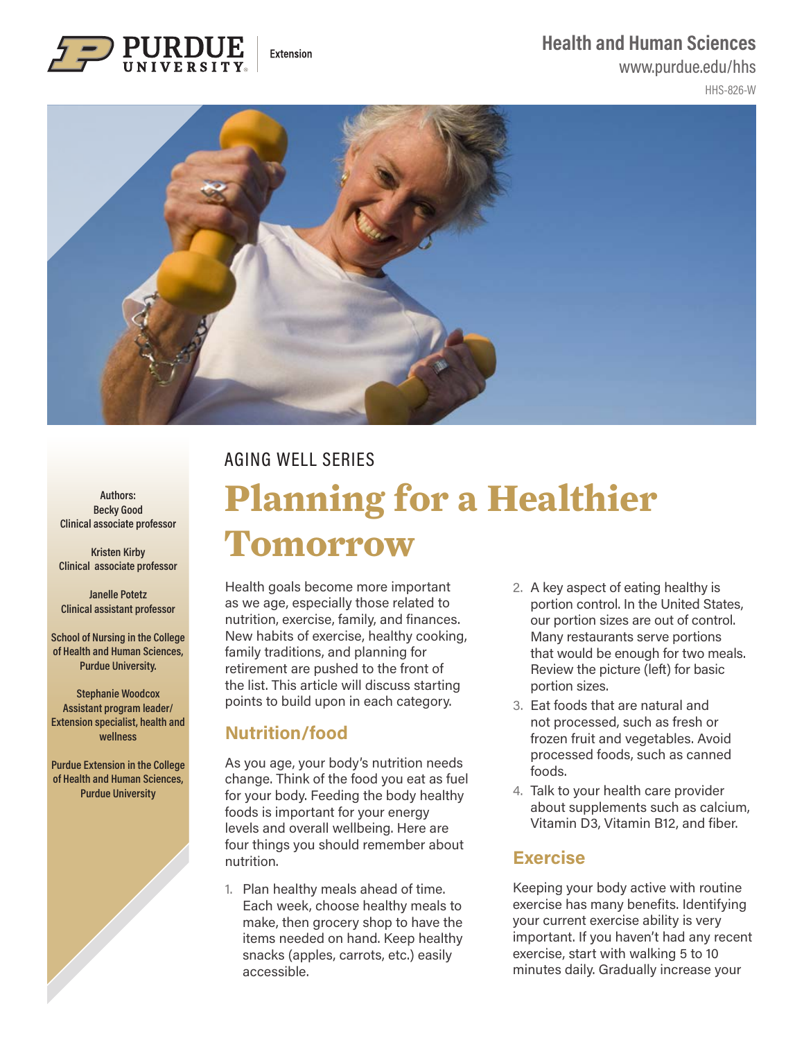Purdue University Extension

Health and Human Sciences

www.purdue.edu/hhs

HHS-826-W

Authors:
Becky Good
Clinical associate professor

Kristen Kirby
Clinical associate professor

Janelle Potetz
Clinical assistant professor

School of Nursing in the College of Health and Human Sciences, Purdue University.

Stephanie Woodcox
Assistant program leader/ Extension specialist, health and wellness

Purdue Extension in the College of Health and Human Sciences, Purdue University

AGING WELL SERIES

# Planning for a Healthier Tomorrow

Health goals become more important as we age, especially those related to nutrition, exercise, family, and finances. New habits of exercise, healthy cooking, family traditions, and planning for retirement are pushed to the front of the list. This article will discuss starting points to build upon in each category.

## Nutrition/food

As you age, your body's nutrition needs change. Think of the food you eat as fuel for your body. Feeding the body healthy foods is important for your energy levels and overall wellbeing. Here are four things you should remember about nutrition.

1. Plan healthy meals ahead of time. Each week, choose healthy meals to make, then grocery shop to have the items needed on hand. Keep healthy snacks (apples, carrots, etc.) easily accessible.
2. A key aspect of eating healthy is portion control. In the United States, our portion sizes are out of control. Many restaurants serve portions that would be enough for two meals. Review the picture (left) for basic portion sizes.
3. Eat foods that are natural and not processed, such as fresh or frozen fruit and vegetables. Avoid processed foods, such as canned foods.
4. Talk to your health care provider about supplements such as calcium, Vitamin D3, Vitamin B12, and fiber.

## Exercise

Keeping your body active with routine exercise has many benefits. Identifying your current exercise ability is very important. If you haven't had any recent exercise, start with walking 5 to 10 minutes daily. Gradually increase your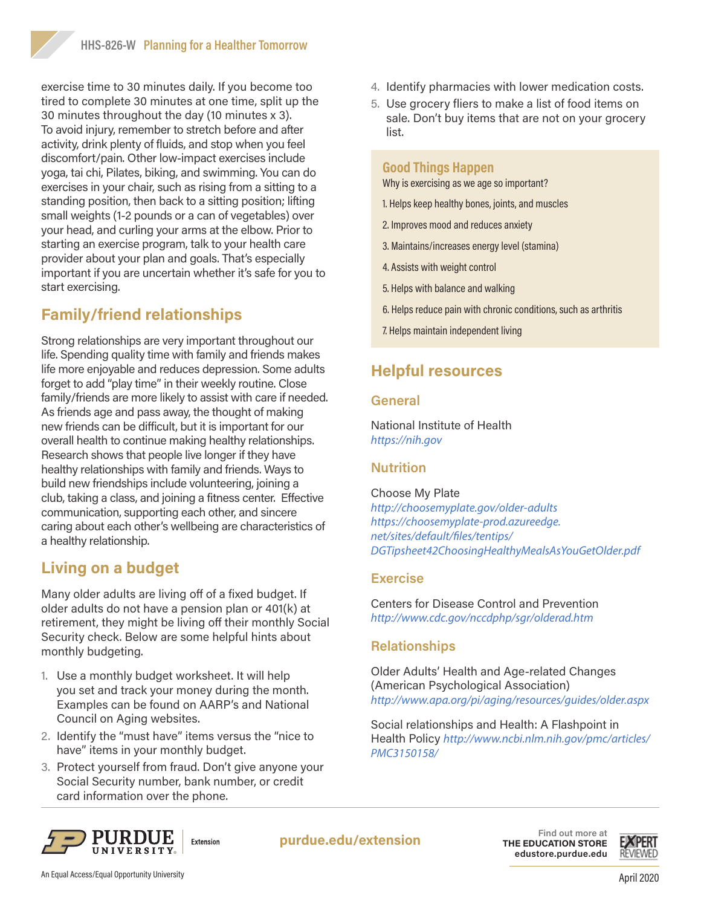exercise time to 30 minutes daily. If you become too tired to complete 30 minutes at one time, split up the 30 minutes throughout the day (10 minutes x 3). To avoid injury, remember to stretch before and after activity, drink plenty of fluids, and stop when you feel discomfort/pain. Other low-impact exercises include yoga, tai chi, Pilates, biking, and swimming. You can do exercises in your chair, such as rising from a sitting to a standing position, then back to a sitting position; lifting small weights (1-2 pounds or a can of vegetables) over your head, and curling your arms at the elbow. Prior to starting an exercise program, talk to your health care provider about your plan and goals. That's especially important if you are uncertain whether it's safe for you to start exercising.

## Family/friend relationships

Strong relationships are very important throughout our life. Spending quality time with family and friends makes life more enjoyable and reduces depression. Some adults forget to add "play time" in their weekly routine. Close family/friends are more likely to assist with care if needed. As friends age and pass away, the thought of making new friends can be difficult, but it is important for our overall health to continue making healthy relationships. Research shows that people live longer if they have healthy relationships with family and friends. Ways to build new friendships include volunteering, joining a club, taking a class, and joining a fitness center. Effective communication, supporting each other, and sincere caring about each other's wellbeing are characteristics of a healthy relationship.

## Living on a budget

Many older adults are living off of a fixed budget. If older adults do not have a pension plan or 401(k) at retirement, they might be living off their monthly Social Security check. Below are some helpful hints about monthly budgeting.

1. Use a monthly budget worksheet. It will help you set and track your money during the month. Examples can be found on AARP's and National Council on Aging websites.
2. Identify the "must have" items versus the "nice to have" items in your monthly budget.
3. Protect yourself from fraud. Don't give anyone your Social Security number, bank number, or credit card information over the phone.
4. Identify pharmacies with lower medication costs.
5. Use grocery fliers to make a list of food items on sale. Don't buy items that are not on your grocery list.

### Good Things Happen

Why is exercising as we age so important?

1. Helps keep healthy bones, joints, and muscles
2. Improves mood and reduces anxiety
3. Maintains/increases energy level (stamina)
4. Assists with weight control
5. Helps with balance and walking
6. Helps reduce pain with chronic conditions, such as arthritis
7. Helps maintain independent living

## Helpful resources

### General

National Institute of Health
*https://nih.gov*

### Nutrition

Choose My Plate
*http://choosemyplate.gov/older-adults*
*https://choosemyplate-prod.azureedge.net/sites/default/files/tentips/DGTipsheet42ChoosingHealthyMealsAsYouGetOlder.pdf*

### Exercise

Centers for Disease Control and Prevention
*http://www.cdc.gov/nccdphp/sgr/olderad.htm*

### Relationships

Older Adults' Health and Age-related Changes (American Psychological Association)
*http://www.apa.org/pi/aging/resources/guides/older.aspx*

Social relationships and Health: A Flashpoint in Health Policy *http://www.ncbi.nlm.nih.gov/pmc/articles/PMC3150158/*

PURDUE UNIVERSITY Extension

purdue.edu/extension

Find out more at THE EDUCATION STORE edustore.purdue.edu

EXPERT REVIEWED

An Equal Access/Equal Opportunity University

April 2020